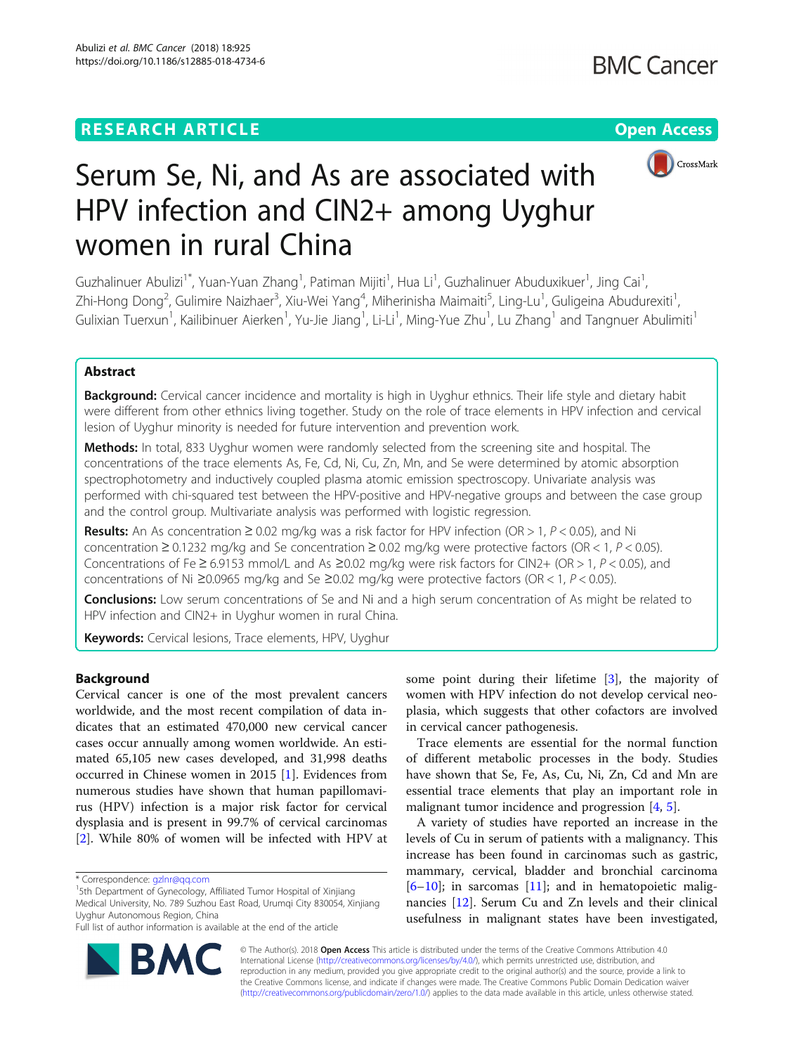RESEARCH ARTICLE

Open Access

# Serum Se, Ni, and As are associated with HPV infection and CIN2+ among Uyghur women in rural China

Guzhalinuer Abulizi[1*], Yuan-Yuan Zhang[1], Patiman Mijiti[1], Hua Li[1], Guzhalinuer Abuduxikuer[1], Jing Cai[1], Zhi-Hong Dong[2], Gulimire Naizhaer[3], Xiu-Wei Yang[4], Miherinisha Maimaiti[5], Ling-Lu[1], Guligeina Abudurexiti[1], Gulixian Tuerxun[1], Kailibinuer Aierken[1], Yu-Jie Jiang[1], Li-Li[1], Ming-Yue Zhu[1], Lu Zhang[1] and Tangnuer Abulimiti[1]

## Abstract

**Background:** Cervical cancer incidence and mortality is high in Uyghur ethnics. Their life style and dietary habit were different from other ethnics living together. Study on the role of trace elements in HPV infection and cervical lesion of Uyghur minority is needed for future intervention and prevention work.

**Methods:** In total, 833 Uyghur women were randomly selected from the screening site and hospital. The concentrations of the trace elements As, Fe, Cd, Ni, Cu, Zn, Mn, and Se were determined by atomic absorption spectrophotometry and inductively coupled plasma atomic emission spectroscopy. Univariate analysis was performed with chi-squared test between the HPV-positive and HPV-negative groups and between the case group and the control group. Multivariate analysis was performed with logistic regression.

**Results:** An As concentration ≥ 0.02 mg/kg was a risk factor for HPV infection (OR > 1, $P < 0.05$), and Ni concentration ≥ 0.1232 mg/kg and Se concentration ≥ 0.02 mg/kg were protective factors (OR < 1, $P < 0.05$). Concentrations of Fe ≥ 6.9153 mmol/L and As ≥0.02 mg/kg were risk factors for CIN2+ (OR > 1, $P < 0.05$), and concentrations of Ni ≥0.0965 mg/kg and Se ≥0.02 mg/kg were protective factors (OR < 1, $P < 0.05$).

**Conclusions:** Low serum concentrations of Se and Ni and a high serum concentration of As might be related to HPV infection and CIN2+ in Uyghur women in rural China.

**Keywords:** Cervical lesions, Trace elements, HPV, Uyghur

## Background

Cervical cancer is one of the most prevalent cancers worldwide, and the most recent compilation of data indicates that an estimated 470,000 new cervical cancer cases occur annually among women worldwide. An estimated 65,105 new cases developed, and 31,998 deaths occurred in Chinese women in 2015 [1]. Evidences from numerous studies have shown that human papillomavirus (HPV) infection is a major risk factor for cervical dysplasia and is present in 99.7% of cervical carcinomas [2]. While 80% of women will be infected with HPV at some point during their lifetime [3], the majority of women with HPV infection do not develop cervical neoplasia, which suggests that other cofactors are involved in cervical cancer pathogenesis.

Trace elements are essential for the normal function of different metabolic processes in the body. Studies have shown that Se, Fe, As, Cu, Ni, Zn, Cd and Mn are essential trace elements that play an important role in malignant tumor incidence and progression [4, 5].

A variety of studies have reported an increase in the levels of Cu in serum of patients with a malignancy. This increase has been found in carcinomas such as gastric, mammary, cervical, bladder and bronchial carcinoma [6–10]; in sarcomas [11]; and in hematopoietic malignancies [12]. Serum Cu and Zn levels and their clinical usefulness in malignant states have been investigated,

* Correspondence: gzlnr@qq.com
[1]5th Department of Gynecology, Affiliated Tumor Hospital of Xinjiang Medical University, No. 789 Suzhou East Road, Urumqi City 830054, Xinjiang Uyghur Autonomous Region, China
Full list of author information is available at the end of the article

© The Author(s). 2018 **Open Access** This article is distributed under the terms of the Creative Commons Attribution 4.0 International License (http://creativecommons.org/licenses/by/4.0/), which permits unrestricted use, distribution, and reproduction in any medium, provided you give appropriate credit to the original author(s) and the source, provide a link to the Creative Commons license, and indicate if changes were made. The Creative Commons Public Domain Dedication waiver (http://creativecommons.org/publicdomain/zero/1.0/) applies to the data made available in this article, unless otherwise stated.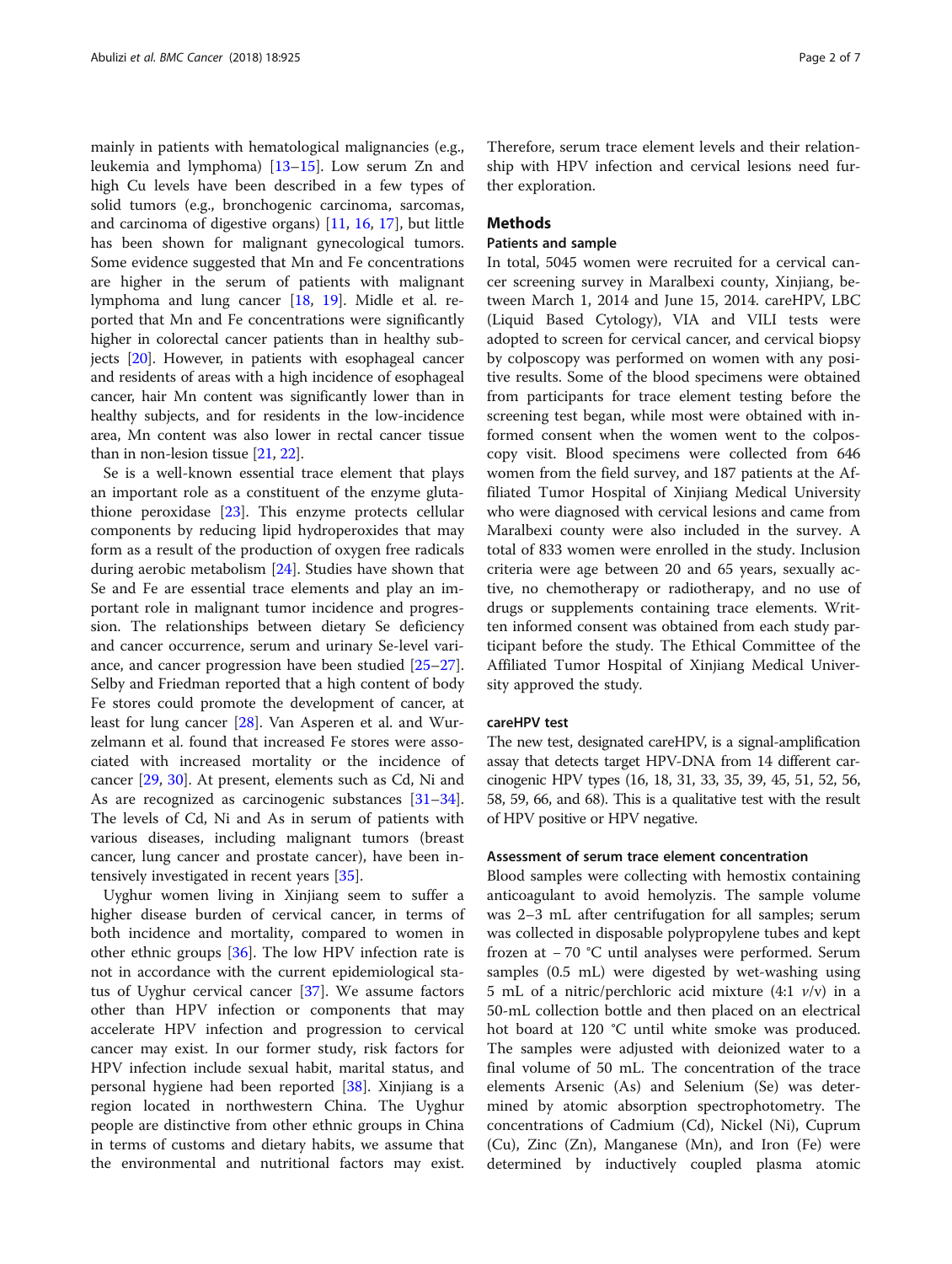mainly in patients with hematological malignancies (e.g., leukemia and lymphoma) [13–15]. Low serum Zn and high Cu levels have been described in a few types of solid tumors (e.g., bronchogenic carcinoma, sarcomas, and carcinoma of digestive organs) [11, 16, 17], but little has been shown for malignant gynecological tumors. Some evidence suggested that Mn and Fe concentrations are higher in the serum of patients with malignant lymphoma and lung cancer [18, 19]. Midle et al. reported that Mn and Fe concentrations were significantly higher in colorectal cancer patients than in healthy subjects [20]. However, in patients with esophageal cancer and residents of areas with a high incidence of esophageal cancer, hair Mn content was significantly lower than in healthy subjects, and for residents in the low-incidence area, Mn content was also lower in rectal cancer tissue than in non-lesion tissue [21, 22].

Se is a well-known essential trace element that plays an important role as a constituent of the enzyme glutathione peroxidase [23]. This enzyme protects cellular components by reducing lipid hydroperoxides that may form as a result of the production of oxygen free radicals during aerobic metabolism [24]. Studies have shown that Se and Fe are essential trace elements and play an important role in malignant tumor incidence and progression. The relationships between dietary Se deficiency and cancer occurrence, serum and urinary Se-level variance, and cancer progression have been studied [25–27]. Selby and Friedman reported that a high content of body Fe stores could promote the development of cancer, at least for lung cancer [28]. Van Asperen et al. and Wurzelmann et al. found that increased Fe stores were associated with increased mortality or the incidence of cancer [29, 30]. At present, elements such as Cd, Ni and As are recognized as carcinogenic substances [31–34]. The levels of Cd, Ni and As in serum of patients with various diseases, including malignant tumors (breast cancer, lung cancer and prostate cancer), have been intensively investigated in recent years [35].

Uyghur women living in Xinjiang seem to suffer a higher disease burden of cervical cancer, in terms of both incidence and mortality, compared to women in other ethnic groups [36]. The low HPV infection rate is not in accordance with the current epidemiological status of Uyghur cervical cancer [37]. We assume factors other than HPV infection or components that may accelerate HPV infection and progression to cervical cancer may exist. In our former study, risk factors for HPV infection include sexual habit, marital status, and personal hygiene had been reported [38]. Xinjiang is a region located in northwestern China. The Uyghur people are distinctive from other ethnic groups in China in terms of customs and dietary habits, we assume that the environmental and nutritional factors may exist. Therefore, serum trace element levels and their relationship with HPV infection and cervical lesions need further exploration.

## Methods

### Patients and sample

In total, 5045 women were recruited for a cervical cancer screening survey in Maralbexi county, Xinjiang, between March 1, 2014 and June 15, 2014. careHPV, LBC (Liquid Based Cytology), VIA and VILI tests were adopted to screen for cervical cancer, and cervical biopsy by colposcopy was performed on women with any positive results. Some of the blood specimens were obtained from participants for trace element testing before the screening test began, while most were obtained with informed consent when the women went to the colposcopy visit. Blood specimens were collected from 646 women from the field survey, and 187 patients at the Affiliated Tumor Hospital of Xinjiang Medical University who were diagnosed with cervical lesions and came from Maralbexi county were also included in the survey. A total of 833 women were enrolled in the study. Inclusion criteria were age between 20 and 65 years, sexually active, no chemotherapy or radiotherapy, and no use of drugs or supplements containing trace elements. Written informed consent was obtained from each study participant before the study. The Ethical Committee of the Affiliated Tumor Hospital of Xinjiang Medical University approved the study.

### careHPV test

The new test, designated careHPV, is a signal-amplification assay that detects target HPV-DNA from 14 different carcinogenic HPV types (16, 18, 31, 33, 35, 39, 45, 51, 52, 56, 58, 59, 66, and 68). This is a qualitative test with the result of HPV positive or HPV negative.

### Assessment of serum trace element concentration

Blood samples were collecting with hemostix containing anticoagulant to avoid hemolyzis. The sample volume was 2–3 mL after centrifugation for all samples; serum was collected in disposable polypropylene tubes and kept frozen at − 70 °C until analyses were performed. Serum samples (0.5 mL) were digested by wet-washing using 5 mL of a nitric/perchloric acid mixture (4:1 *v*/v) in a 50-mL collection bottle and then placed on an electrical hot board at 120 °C until white smoke was produced. The samples were adjusted with deionized water to a final volume of 50 mL. The concentration of the trace elements Arsenic (As) and Selenium (Se) was determined by atomic absorption spectrophotometry. The concentrations of Cadmium (Cd), Nickel (Ni), Cuprum (Cu), Zinc (Zn), Manganese (Mn), and Iron (Fe) were determined by inductively coupled plasma atomic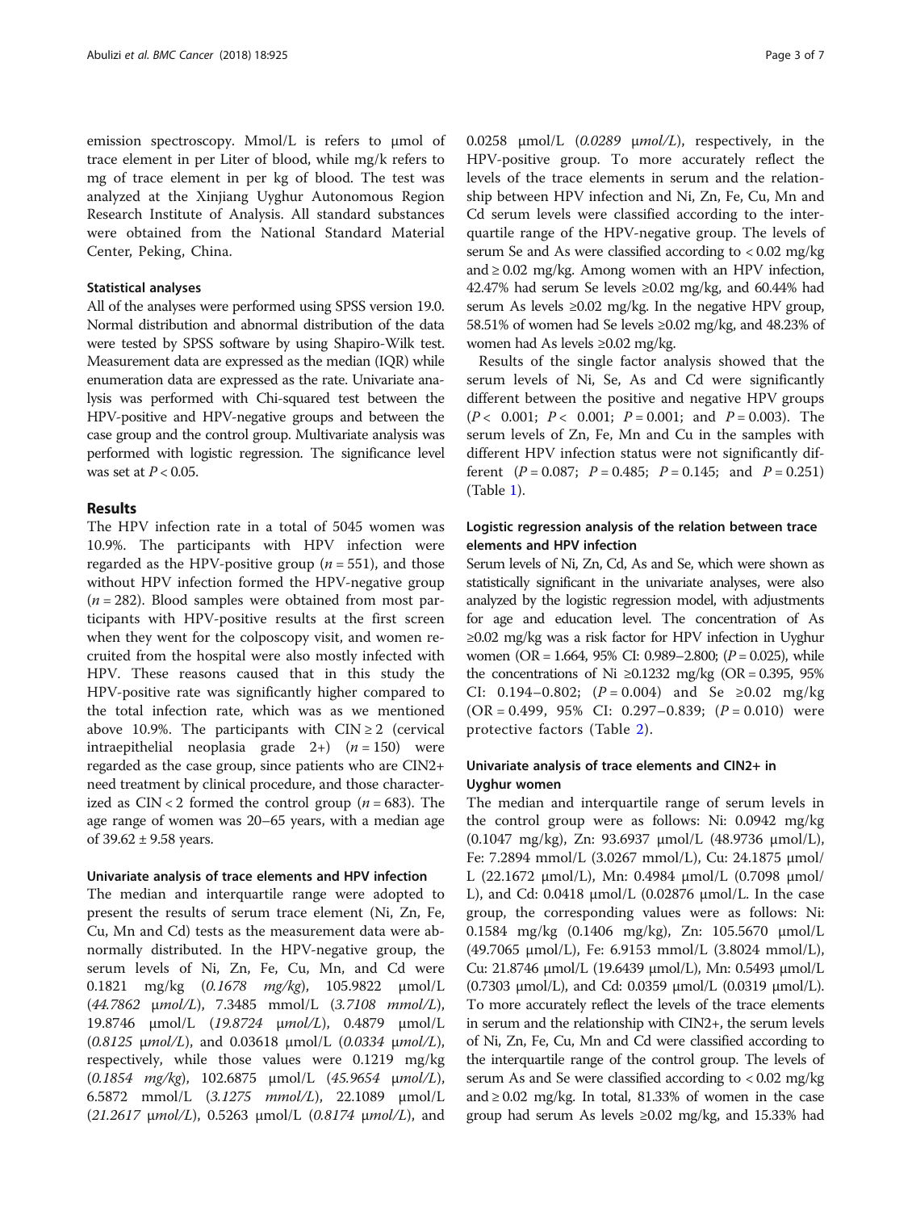emission spectroscopy. Mmol/L is refers to μmol of trace element in per Liter of blood, while mg/k refers to mg of trace element in per kg of blood. The test was analyzed at the Xinjiang Uyghur Autonomous Region Research Institute of Analysis. All standard substances were obtained from the National Standard Material Center, Peking, China.

### Statistical analyses

All of the analyses were performed using SPSS version 19.0. Normal distribution and abnormal distribution of the data were tested by SPSS software by using Shapiro-Wilk test. Measurement data are expressed as the median (IQR) while enumeration data are expressed as the rate. Univariate analysis was performed with Chi-squared test between the HPV-positive and HPV-negative groups and between the case group and the control group. Multivariate analysis was performed with logistic regression. The significance level was set at $P < 0.05$.

## Results

The HPV infection rate in a total of 5045 women was 10.9%. The participants with HPV infection were regarded as the HPV-positive group ($n = 551$), and those without HPV infection formed the HPV-negative group ($n = 282$). Blood samples were obtained from most participants with HPV-positive results at the first screen when they went for the colposcopy visit, and women recruited from the hospital were also mostly infected with HPV. These reasons caused that in this study the HPV-positive rate was significantly higher compared to the total infection rate, which was as we mentioned above 10.9%. The participants with CIN ≥ 2 (cervical intraepithelial neoplasia grade 2+) ($n = 150$) were regarded as the case group, since patients who are CIN2+ need treatment by clinical procedure, and those characterized as CIN < 2 formed the control group ($n = 683$). The age range of women was 20–65 years, with a median age of 39.62 ± 9.58 years.

### Univariate analysis of trace elements and HPV infection

The median and interquartile range were adopted to present the results of serum trace element (Ni, Zn, Fe, Cu, Mn and Cd) tests as the measurement data were abnormally distributed. In the HPV-negative group, the serum levels of Ni, Zn, Fe, Cu, Mn, and Cd were 0.1821 mg/kg (*0.1678 mg/kg*), 105.9822 μmol/L (*44.7862 μmol/L*), 7.3485 mmol/L (*3.7108 mmol/L*), 19.8746 μmol/L (*19.8724 μmol/L*), 0.4879 μmol/L (*0.8125 μmol/L*), and 0.03618 μmol/L (*0.0334 μmol/L*), respectively, while those values were 0.1219 mg/kg (*0.1854 mg/kg*), 102.6875 μmol/L (*45.9654 μmol/L*), 6.5872 mmol/L (*3.1275 mmol/L*), 22.1089 μmol/L (*21.2617 μmol/L*), 0.5263 μmol/L (*0.8174 μmol/L*), and 0.0258 μmol/L (*0.0289 μmol/L*), respectively, in the HPV-positive group. To more accurately reflect the levels of the trace elements in serum and the relationship between HPV infection and Ni, Zn, Fe, Cu, Mn and Cd serum levels were classified according to the interquartile range of the HPV-negative group. The levels of serum Se and As were classified according to < 0.02 mg/kg and ≥ 0.02 mg/kg. Among women with an HPV infection, 42.47% had serum Se levels ≥0.02 mg/kg, and 60.44% had serum As levels ≥0.02 mg/kg. In the negative HPV group, 58.51% of women had Se levels ≥0.02 mg/kg, and 48.23% of women had As levels ≥0.02 mg/kg.

Results of the single factor analysis showed that the serum levels of Ni, Se, As and Cd were significantly different between the positive and negative HPV groups ($P < 0.001$; $P < 0.001$; $P = 0.001$; and $P = 0.003$). The serum levels of Zn, Fe, Mn and Cu in the samples with different HPV infection status were not significantly different ($P = 0.087$; $P = 0.485$; $P = 0.145$; and $P = 0.251$) (Table 1).

### Logistic regression analysis of the relation between trace elements and HPV infection

Serum levels of Ni, Zn, Cd, As and Se, which were shown as statistically significant in the univariate analyses, were also analyzed by the logistic regression model, with adjustments for age and education level. The concentration of As ≥0.02 mg/kg was a risk factor for HPV infection in Uyghur women (OR = 1.664, 95% CI: 0.989–2.800; ($P = 0.025$), while the concentrations of Ni ≥0.1232 mg/kg (OR = 0.395, 95% CI: 0.194–0.802; ($P = 0.004$) and Se ≥0.02 mg/kg (OR = 0.499, 95% CI: 0.297–0.839; ($P = 0.010$) were protective factors (Table 2).

### Univariate analysis of trace elements and CIN2+ in Uyghur women

The median and interquartile range of serum levels in the control group were as follows: Ni: 0.0942 mg/kg (0.1047 mg/kg), Zn: 93.6937 μmol/L (48.9736 μmol/L), Fe: 7.2894 mmol/L (3.0267 mmol/L), Cu: 24.1875 μmol/L (22.1672 μmol/L), Mn: 0.4984 μmol/L (0.7098 μmol/L), and Cd: 0.0418 μmol/L (0.02876 μmol/L. In the case group, the corresponding values were as follows: Ni: 0.1584 mg/kg (0.1406 mg/kg), Zn: 105.5670 μmol/L (49.7065 μmol/L), Fe: 6.9153 mmol/L (3.8024 mmol/L), Cu: 21.8746 μmol/L (19.6439 μmol/L), Mn: 0.5493 μmol/L (0.7303 μmol/L), and Cd: 0.0359 μmol/L (0.0319 μmol/L). To more accurately reflect the levels of the trace elements in serum and the relationship with CIN2+, the serum levels of Ni, Zn, Fe, Cu, Mn and Cd were classified according to the interquartile range of the control group. The levels of serum As and Se were classified according to < 0.02 mg/kg and ≥ 0.02 mg/kg. In total, 81.33% of women in the case group had serum As levels ≥0.02 mg/kg, and 15.33% had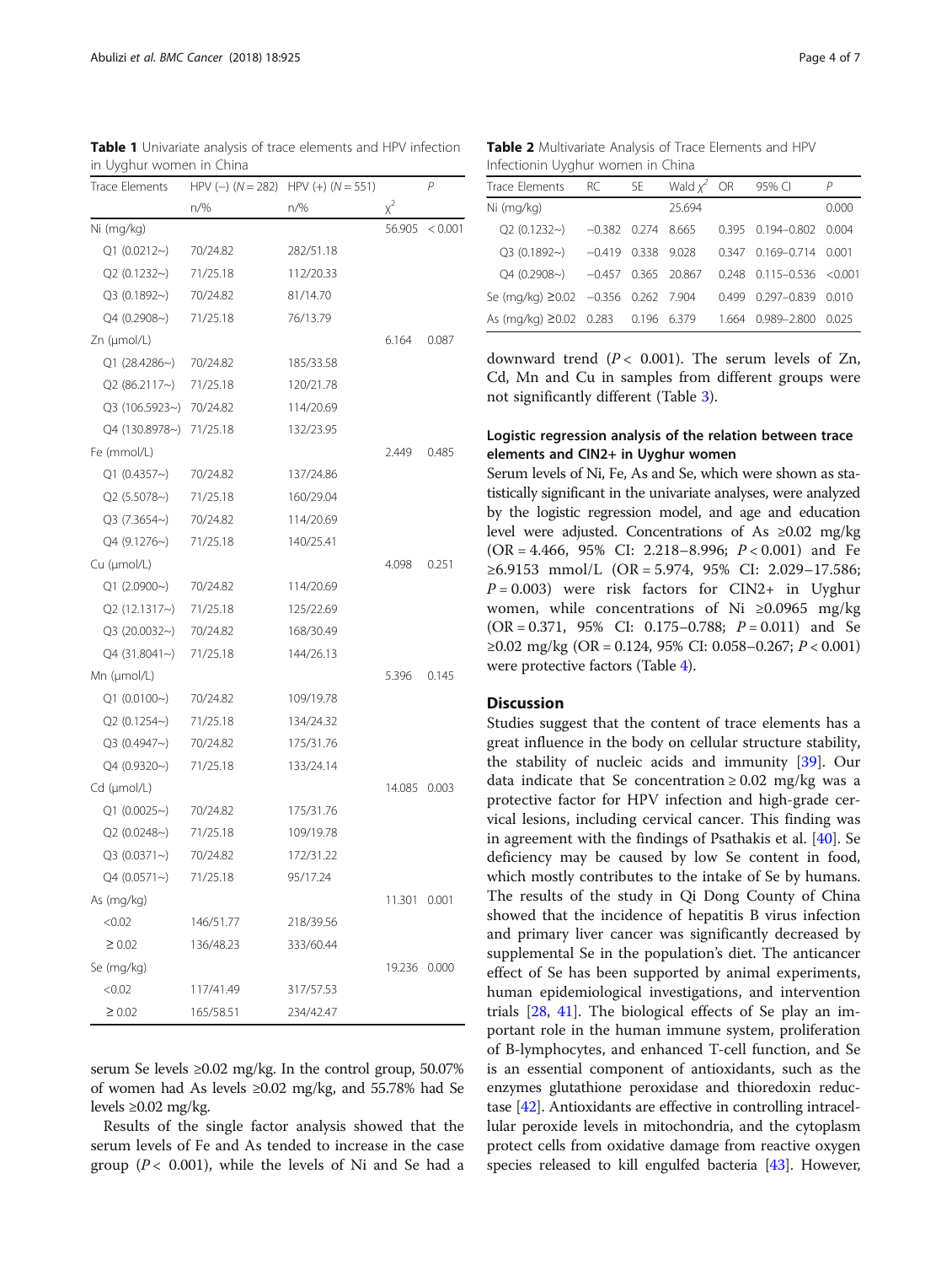**Table 1** Univariate analysis of trace elements and HPV infection in Uyghur women in China

| Trace Elements | HPV (−) (N = 282) | HPV (+) (N = 551) | | P |
|---|---|---|---|---|
| | n/% | n/% | $\chi^2$ | |
| Ni (mg/kg) | | | 56.905 | < 0.001 |
| Q1 (0.0212~) | 70/24.82 | 282/51.18 | | |
| Q2 (0.1232~) | 71/25.18 | 112/20.33 | | |
| Q3 (0.1892~) | 70/24.82 | 81/14.70 | | |
| Q4 (0.2908~) | 71/25.18 | 76/13.79 | | |
| Zn (μmol/L) | | | 6.164 | 0.087 |
| Q1 (28.4286~) | 70/24.82 | 185/33.58 | | |
| Q2 (86.2117~) | 71/25.18 | 120/21.78 | | |
| Q3 (106.5923~) | 70/24.82 | 114/20.69 | | |
| Q4 (130.8978~) | 71/25.18 | 132/23.95 | | |
| Fe (mmol/L) | | | 2.449 | 0.485 |
| Q1 (0.4357~) | 70/24.82 | 137/24.86 | | |
| Q2 (5.5078~) | 71/25.18 | 160/29.04 | | |
| Q3 (7.3654~) | 70/24.82 | 114/20.69 | | |
| Q4 (9.1276~) | 71/25.18 | 140/25.41 | | |
| Cu (μmol/L) | | | 4.098 | 0.251 |
| Q1 (2.0900~) | 70/24.82 | 114/20.69 | | |
| Q2 (12.1317~) | 71/25.18 | 125/22.69 | | |
| Q3 (20.0032~) | 70/24.82 | 168/30.49 | | |
| Q4 (31.8041~) | 71/25.18 | 144/26.13 | | |
| Mn (μmol/L) | | | 5.396 | 0.145 |
| Q1 (0.0100~) | 70/24.82 | 109/19.78 | | |
| Q2 (0.1254~) | 71/25.18 | 134/24.32 | | |
| Q3 (0.4947~) | 70/24.82 | 175/31.76 | | |
| Q4 (0.9320~) | 71/25.18 | 133/24.14 | | |
| Cd (μmol/L) | | | 14.085 | 0.003 |
| Q1 (0.0025~) | 70/24.82 | 175/31.76 | | |
| Q2 (0.0248~) | 71/25.18 | 109/19.78 | | |
| Q3 (0.0371~) | 70/24.82 | 172/31.22 | | |
| Q4 (0.0571~) | 71/25.18 | 95/17.24 | | |
| As (mg/kg) | | | 11.301 | 0.001 |
| <0.02 | 146/51.77 | 218/39.56 | | |
| ≥ 0.02 | 136/48.23 | 333/60.44 | | |
| Se (mg/kg) | | | 19.236 | 0.000 |
| <0.02 | 117/41.49 | 317/57.53 | | |
| ≥ 0.02 | 165/58.51 | 234/42.47 | | |

serum Se levels ≥0.02 mg/kg. In the control group, 50.07% of women had As levels ≥0.02 mg/kg, and 55.78% had Se levels ≥0.02 mg/kg.

Results of the single factor analysis showed that the serum levels of Fe and As tended to increase in the case group ($P < 0.001$), while the levels of Ni and Se had a downward trend ($P < 0.001$). The serum levels of Zn, Cd, Mn and Cu in samples from different groups were not significantly different (Table 3).

**Table 2** Multivariate Analysis of Trace Elements and HPV Infectionin Uyghur women in China

| Trace Elements | RC | SE | Wald $\chi^2$ | OR | 95% CI | P |
|---|---|---|---|---|---|---|
| Ni (mg/kg) | | | 25.694 | | | 0.000 |
| Q2 (0.1232~) | −0.382 | 0.274 | 8.665 | 0.395 | 0.194–0.802 | 0.004 |
| Q3 (0.1892~) | −0.419 | 0.338 | 9.028 | 0.347 | 0.169–0.714 | 0.001 |
| Q4 (0.2908~) | −0.457 | 0.365 | 20.867 | 0.248 | 0.115–0.536 | <0.001 |
| Se (mg/kg) ≥0.02 | −0.356 | 0.262 | 7.904 | 0.499 | 0.297–0.839 | 0.010 |
| As (mg/kg) ≥0.02 | 0.283 | 0.196 | 6.379 | 1.664 | 0.989–2.800 | 0.025 |

### Logistic regression analysis of the relation between trace elements and CIN2+ in Uyghur women

Serum levels of Ni, Fe, As and Se, which were shown as statistically significant in the univariate analyses, were analyzed by the logistic regression model, and age and education level were adjusted. Concentrations of As ≥0.02 mg/kg (OR = 4.466, 95% CI: 2.218–8.996; $P < 0.001$) and Fe ≥6.9153 mmol/L (OR = 5.974, 95% CI: 2.029–17.586; $P = 0.003$) were risk factors for CIN2+ in Uyghur women, while concentrations of Ni ≥0.0965 mg/kg (OR = 0.371, 95% CI: 0.175–0.788; $P = 0.011$) and Se ≥0.02 mg/kg (OR = 0.124, 95% CI: 0.058–0.267; $P < 0.001$) were protective factors (Table 4).

## Discussion

Studies suggest that the content of trace elements has a great influence in the body on cellular structure stability, the stability of nucleic acids and immunity [39]. Our data indicate that Se concentration ≥ 0.02 mg/kg was a protective factor for HPV infection and high-grade cervical lesions, including cervical cancer. This finding was in agreement with the findings of Psathakis et al. [40]. Se deficiency may be caused by low Se content in food, which mostly contributes to the intake of Se by humans. The results of the study in Qi Dong County of China showed that the incidence of hepatitis B virus infection and primary liver cancer was significantly decreased by supplemental Se in the population's diet. The anticancer effect of Se has been supported by animal experiments, human epidemiological investigations, and intervention trials [28, 41]. The biological effects of Se play an important role in the human immune system, proliferation of B-lymphocytes, and enhanced T-cell function, and Se is an essential component of antioxidants, such as the enzymes glutathione peroxidase and thioredoxin reductase [42]. Antioxidants are effective in controlling intracellular peroxide levels in mitochondria, and the cytoplasm protect cells from oxidative damage from reactive oxygen species released to kill engulfed bacteria [43]. However,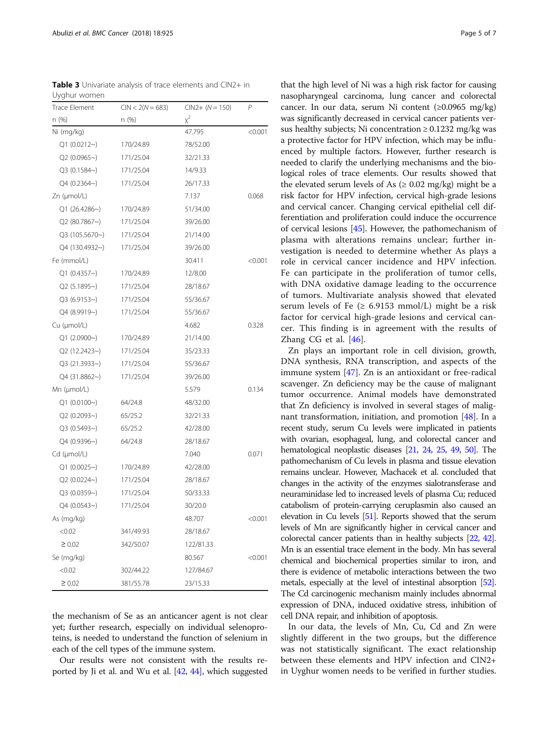**Table 3** Univariate analysis of trace elements and CIN2+ in Uyghur women

| Trace Element | CIN < 2(N = 683) | CIN2+ (N = 150) | P |
|---|---|---|---|
| n (%) | n (%) | $\chi^2$ | |
| Ni (mg/kg) | | 47.795 | <0.001 |
| Q1 (0.0212~) | 170/24.89 | 78/52.00 | |
| Q2 (0.0965~) | 171/25.04 | 32/21.33 | |
| Q3 (0.1584~) | 171/25.04 | 14/9.33 | |
| Q4 (0.2364~) | 171/25.04 | 26/17.33 | |
| Zn (μmol/L) | | 7.137 | 0.068 |
| Q1 (26.4286~) | 170/24.89 | 51/34.00 | |
| Q2 (80.7867~) | 171/25.04 | 39/26.00 | |
| Q3 (105.5670~) | 171/25.04 | 21/14.00 | |
| Q4 (130.4932~) | 171/25.04 | 39/26.00 | |
| Fe (mmol/L) | | 30.411 | <0.001 |
| Q1 (0.4357~) | 170/24.89 | 12/8.00 | |
| Q2 (5.1895~) | 171/25.04 | 28/18.67 | |
| Q3 (6.9153~) | 171/25.04 | 55/36.67 | |
| Q4 (8.9919~) | 171/25.04 | 55/36.67 | |
| Cu (μmol/L) | | 4.682 | 0.328 |
| Q1 (2.0900~) | 170/24.89 | 21/14.00 | |
| Q2 (12.2423~) | 171/25.04 | 35/23.33 | |
| Q3 (21.3933~) | 171/25.04 | 55/36.67 | |
| Q4 (31.8862~) | 171/25.04 | 39/26.00 | |
| Mn (μmol/L) | | 5.579 | 0.134 |
| Q1 (0.0100~) | 64/24.8 | 48/32.00 | |
| Q2 (0.2093~) | 65/25.2 | 32/21.33 | |
| Q3 (0.5493~) | 65/25.2 | 42/28.00 | |
| Q4 (0.9396~) | 64/24.8 | 28/18.67 | |
| Cd (μmol/L) | | 7.040 | 0.071 |
| Q1 (0.0025~) | 170/24.89 | 42/28.00 | |
| Q2 (0.0224~) | 171/25.04 | 28/18.67 | |
| Q3 (0.0359~) | 171/25.04 | 50/33.33 | |
| Q4 (0.0543~) | 171/25.04 | 30/20.0 | |
| As (mg/kg) | | 48.707 | <0.001 |
| <0.02 | 341/49.93 | 28/18.67 | |
| ≥ 0.02 | 342/50.07 | 122/81.33 | |
| Se (mg/kg) | | 80.567 | <0.001 |
| <0.02 | 302/44.22 | 127/84.67 | |
| ≥ 0.02 | 381/55.78 | 23/15.33 | |

the mechanism of Se as an anticancer agent is not clear yet; further research, especially on individual selenoproteins, is needed to understand the function of selenium in each of the cell types of the immune system.

Our results were not consistent with the results reported by Ji et al. and Wu et al. [42, 44], which suggested that the high level of Ni was a high risk factor for causing nasopharyngeal carcinoma, lung cancer and colorectal cancer. In our data, serum Ni content (≥0.0965 mg/kg) was significantly decreased in cervical cancer patients versus healthy subjects; Ni concentration ≥ 0.1232 mg/kg was a protective factor for HPV infection, which may be influenced by multiple factors. However, further research is needed to clarify the underlying mechanisms and the biological roles of trace elements. Our results showed that the elevated serum levels of As (≥ 0.02 mg/kg) might be a risk factor for HPV infection, cervical high-grade lesions and cervical cancer. Changing cervical epithelial cell differentiation and proliferation could induce the occurrence of cervical lesions [45]. However, the pathomechanism of plasma with alterations remains unclear; further investigation is needed to determine whether As plays a role in cervical cancer incidence and HPV infection. Fe can participate in the proliferation of tumor cells, with DNA oxidative damage leading to the occurrence of tumors. Multivariate analysis showed that elevated serum levels of Fe (≥ 6.9153 mmol/L) might be a risk factor for cervical high-grade lesions and cervical cancer. This finding is in agreement with the results of Zhang CG et al. [46].

Zn plays an important role in cell division, growth, DNA synthesis, RNA transcription, and aspects of the immune system [47]. Zn is an antioxidant or free-radical scavenger. Zn deficiency may be the cause of malignant tumor occurrence. Animal models have demonstrated that Zn deficiency is involved in several stages of malignant transformation, initiation, and promotion [48]. In a recent study, serum Cu levels were implicated in patients with ovarian, esophageal, lung, and colorectal cancer and hematological neoplastic diseases [21, 24, 25, 49, 50]. The pathomechanism of Cu levels in plasma and tissue elevation remains unclear. However, Machacek et al. concluded that changes in the activity of the enzymes sialotransferase and neuraminidase led to increased levels of plasma Cu; reduced catabolism of protein-carrying ceruplasmin also caused an elevation in Cu levels [51]. Reports showed that the serum levels of Mn are significantly higher in cervical cancer and colorectal cancer patients than in healthy subjects [22, 42]. Mn is an essential trace element in the body. Mn has several chemical and biochemical properties similar to iron, and there is evidence of metabolic interactions between the two metals, especially at the level of intestinal absorption [52]. The Cd carcinogenic mechanism mainly includes abnormal expression of DNA, induced oxidative stress, inhibition of cell DNA repair, and inhibition of apoptosis.

In our data, the levels of Mn, Cu, Cd and Zn were slightly different in the two groups, but the difference was not statistically significant. The exact relationship between these elements and HPV infection and CIN2+ in Uyghur women needs to be verified in further studies.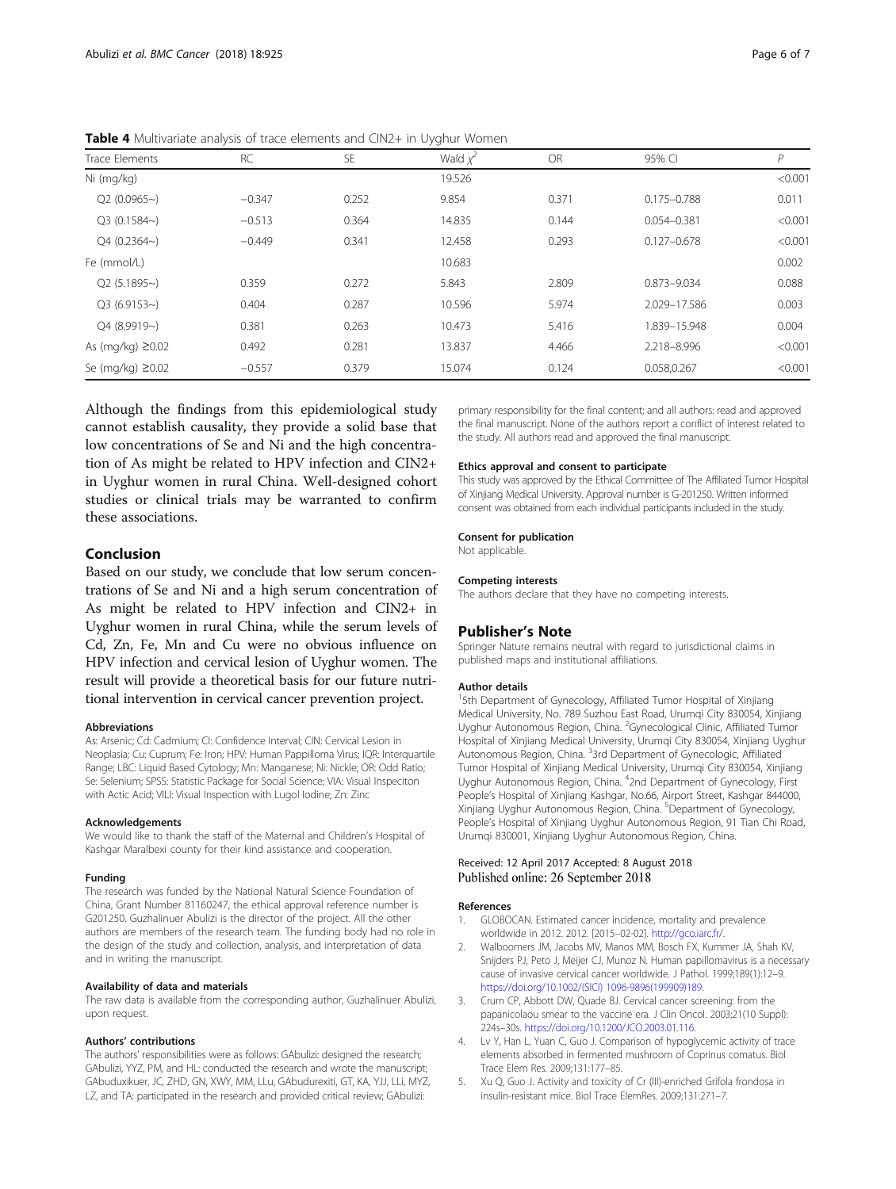**Table 4** Multivariate analysis of trace elements and CIN2+ in Uyghur Women

| Trace Elements | RC | SE | Wald $\chi^2$ | OR | 95% CI | P |
|---|---|---|---|---|---|---|
| Ni (mg/kg) | | | 19.526 | | | <0.001 |
| Q2 (0.0965~) | −0.347 | 0.252 | 9.854 | 0.371 | 0.175–0.788 | 0.011 |
| Q3 (0.1584~) | −0.513 | 0.364 | 14.835 | 0.144 | 0.054–0.381 | <0.001 |
| Q4 (0.2364~) | −0.449 | 0.341 | 12.458 | 0.293 | 0.127–0.678 | <0.001 |
| Fe (mmol/L) | | | 10.683 | | | 0.002 |
| Q2 (5.1895~) | 0.359 | 0.272 | 5.843 | 2.809 | 0.873–9.034 | 0.088 |
| Q3 (6.9153~) | 0.404 | 0.287 | 10.596 | 5.974 | 2.029–17.586 | 0.003 |
| Q4 (8.9919~) | 0.381 | 0.263 | 10.473 | 5.416 | 1.839–15.948 | 0.004 |
| As (mg/kg) ≥0.02 | 0.492 | 0.281 | 13.837 | 4.466 | 2.218–8.996 | <0.001 |
| Se (mg/kg) ≥0.02 | −0.557 | 0.379 | 15.074 | 0.124 | 0.058,0.267 | <0.001 |

Although the findings from this epidemiological study cannot establish causality, they provide a solid base that low concentrations of Se and Ni and the high concentration of As might be related to HPV infection and CIN2+ in Uyghur women in rural China. Well-designed cohort studies or clinical trials may be warranted to confirm these associations.

## Conclusion

Based on our study, we conclude that low serum concentrations of Se and Ni and a high serum concentration of As might be related to HPV infection and CIN2+ in Uyghur women in rural China, while the serum levels of Cd, Zn, Fe, Mn and Cu were no obvious influence on HPV infection and cervical lesion of Uyghur women. The result will provide a theoretical basis for our future nutritional intervention in cervical cancer prevention project.

#### Abbreviations

As: Arsenic; Cd: Cadmium; CI: Confidence Interval; CIN: Cervical Lesion in Neoplasia; Cu: Cuprum; Fe: Iron; HPV: Human Pappilloma Virus; IQR: Interquartile Range; LBC: Liquid Based Cytology; Mn: Manganese; Ni: Nickle; OR: Odd Ratio; Se: Selenium; SPSS: Statistic Package for Social Science; VIA: Visual Inspeciton with Actic Acid; VILI: Visual Inspection with Lugol Iodine; Zn: Zinc

#### Acknowledgements

We would like to thank the staff of the Maternal and Children's Hospital of Kashgar Maralbexi county for their kind assistance and cooperation.

#### Funding

The research was funded by the National Natural Science Foundation of China, Grant Number 81160247, the ethical approval reference number is G201250. Guzhalinuer Abulizi is the director of the project. All the other authors are members of the research team. The funding body had no role in the design of the study and collection, analysis, and interpretation of data and in writing the manuscript.

#### Availability of data and materials

The raw data is available from the corresponding author, Guzhalinuer Abulizi, upon request.

#### Authors' contributions

The authors' responsibilities were as follows: GAbulizi: designed the research; GAbulizi, YYZ, PM, and HL: conducted the research and wrote the manuscript; GAbuduxikuer, JC, ZHD, GN, XWY, MM, LLu, GAbudurexiti, GT, KA, YJJ, LLi, MYZ, LZ, and TA: participated in the research and provided critical review; GAbulizi: primary responsibility for the final content; and all authors: read and approved the final manuscript. None of the authors report a conflict of interest related to the study. All authors read and approved the final manuscript.

#### Ethics approval and consent to participate

This study was approved by the Ethical Committee of The Affiliated Tumor Hospital of Xinjiang Medical University. Approval number is G-201250. Written informed consent was obtained from each individual participants included in the study.

#### Consent for publication

Not applicable.

#### Competing interests

The authors declare that they have no competing interests.

## Publisher's Note

Springer Nature remains neutral with regard to jurisdictional claims in published maps and institutional affiliations.

#### Author details

[1]5th Department of Gynecology, Affiliated Tumor Hospital of Xinjiang Medical University, No. 789 Suzhou East Road, Urumqi City 830054, Xinjiang Uyghur Autonomous Region, China. [2]Gynecological Clinic, Affiliated Tumor Hospital of Xinjiang Medical University, Urumqi City 830054, Xinjiang Uyghur Autonomous Region, China. [3]3rd Department of Gynecologic, Affiliated Tumor Hospital of Xinjiang Medical University, Urumqi City 830054, Xinjiang Uyghur Autonomous Region, China. [4]2nd Department of Gynecology, First People's Hospital of Xinjiang Kashgar, No.66, Airport Street, Kashgar 844000, Xinjiang Uyghur Autonomous Region, China. [5]Department of Gynecology, People's Hospital of Xinjiang Uyghur Autonomous Region, 91 Tian Chi Road, Urumqi 830001, Xinjiang Uyghur Autonomous Region, China.

Received: 12 April 2017 Accepted: 8 August 2018
Published online: 26 September 2018

#### References

1. GLOBOCAN. Estimated cancer incidence, mortality and prevalence worldwide in 2012. 2012. [2015–02-02]. http://gco.iarc.fr/.
2. Walboomers JM, Jacobs MV, Manos MM, Bosch FX, Kummer JA, Shah KV, Snijders PJ, Peto J, Meijer CJ, Munoz N. Human papillomavirus is a necessary cause of invasive cervical cancer worldwide. J Pathol. 1999;189(1):12–9. https://doi.org/10.1002/(SICI) 1096-9896(199909)189.
3. Crum CP, Abbott DW, Quade BJ. Cervical cancer screening: from the papanicolaou smear to the vaccine era. J Clin Oncol. 2003;21(10 Suppl): 224s–30s. https://doi.org/10.1200/JCO.2003.01.116.
4. Lv Y, Han L, Yuan C, Guo J. Comparison of hypoglycemic activity of trace elements absorbed in fermented mushroom of Coprinus comatus. Biol Trace Elem Res. 2009;131:177–85.
5. Xu Q, Guo J. Activity and toxicity of Cr (III)-enriched Grifola frondosa in insulin-resistant mice. Biol Trace ElemRes. 2009;131:271–7.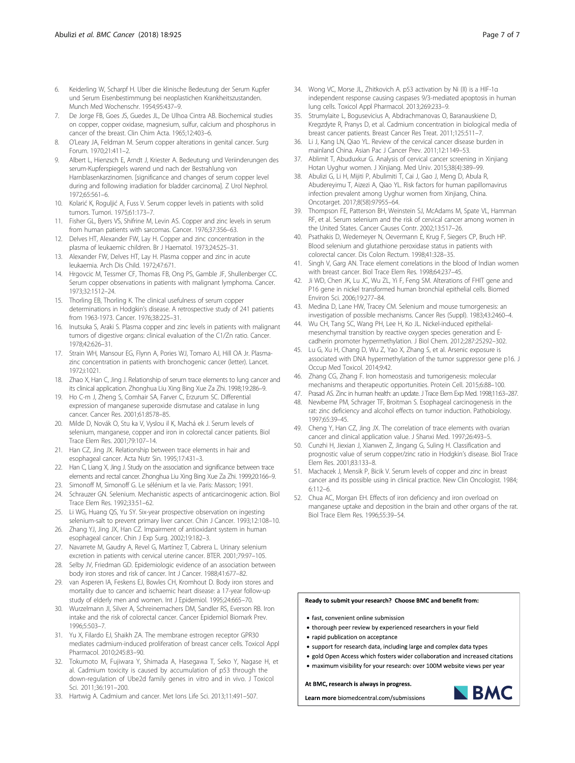6. Keiderling W, Scharpf H. Uber die klinische Bedeutung der Serum Kupfer und Serum Eisenbestimmung bei neoplastichen Krankheitszustanden. Munch Med Wochenschr. 1954;95:437–9.
7. De Jorge FB, Goes JS, Guedes JL, De Ulhoa Cintra AB. Biochemical studies on copper, copper oxidase, magnesium, sulfur, calcium and phosphorus in cancer of the breast. Clin Chim Acta. 1965;12:403–6.
8. O'Leary JA, Feldman M. Serum copper alterations in genital cancer. Surg Forum. 1970;21:411–2.
9. Albert L, Hienzsch E, Arndt J, Kriester A. Bedeutung und Veriinderungen des serum-Kupferspiegels warend und nach der Bestrahlung von Harnblasenkarzinomen. [significance and changes of serum copper level during and following irradiation for bladder carcinoma]. Z Urol Nephrol. 1972;65:561–6.
10. Kolarić K, Roguljić A, Fuss V. Serum copper levels in patients with solid tumors. Tumori. 1975;61:173–7.
11. Fisher GL, Byers VS, Shifrine M, Levin AS. Copper and zinc levels in serum from human patients with sarcomas. Cancer. 1976;37:356–63.
12. Delves HT, Alexander FW, Lay H. Copper and zinc concentration in the plasma of leukaemic children. Br J Haematol. 1973;24:525–31.
13. Alexander FW, Delves HT, Lay H. Plasma copper and zinc in acute leukaemia. Arch Dis Child. 1972;47:671.
14. Hrgovcic M, Tessmer CF, Thomas FB, Ong PS, Gamble JF, Shullenberger CC. Serum copper observations in patients with malignant lymphoma. Cancer. 1973;32:1512–24.
15. Thorling EB, Thorling K. The clinical usefulness of serum copper determinations in Hodgkin's disease. A retrospective study of 241 patients from 1963-1973. Cancer. 1976;38:225–31.
16. Inutsuka S, Araki S. Plasma copper and zinc levels in patients with malignant tumors of digestive organs: clinical evaluation of the C1/Zn ratio. Cancer. 1978;42:626–31.
17. Strain WH, Mansour EG, Flynn A, Pories WJ, Tomaro AJ, Hill OA Jr. Plasma-zinc concentration in patients with bronchogenic cancer (letter). Lancet. 1972;i:1021.
18. Zhao X, Han C, Jing J. Relationship of serum trace elements to lung cancer and its clinical application. Zhonghua Liu Xing Bing Xue Za Zhi. 1998;19:286–9.
19. Ho C-m J, Zheng S, Comhair SA, Farver C, Erzurum SC. Differential expression of manganese superoxide dismutase and catalase in lung cancer. Cancer Res. 2001;61:8578–85.
20. Milde D, Novák O, Stu ka V, Vyslou il K, Machá ek J. Serum levels of selenium, manganese, copper and iron in colorectal cancer patients. Biol Trace Elem Res. 2001;79:107–14.
21. Han CZ, Jing JX. Relationship between trace elements in hair and esophageal cancer. Acta Nutr Sin. 1995;17:431–3.
22. Han C, Liang X, Jing J. Study on the association and significance between trace elements and rectal cancer. Zhonghua Liu Xing Bing Xue Za Zhi. 1999;20:166–9.
23. Simonoff M, Simonoff G. Le sélénium et la vie. Paris: Masson; 1991.
24. Schrauzer GN. Selenium. Mechanistic aspects of anticarcinogenic action. Biol Trace Elem Res. 1992;33:51–62.
25. Li WG, Huang QS, Yu SY. Six-year prospective observation on ingesting selenium-salt to prevent primary liver cancer. Chin J Cancer. 1993;12:108–10.
26. Zhang YJ, Jing JX, Han CZ. Impairment of antioxidant system in human esophageal cancer. Chin J Exp Surg. 2002;19:182–3.
27. Navarrete M, Gaudry A, Revel G, Martínez T, Cabrera L. Urinary selenium excretion in patients with cervical uterine cancer. BTER. 2001;79:97–105.
28. Selby JV, Friedman GD. Epidemiologic evidence of an association between body iron stores and risk of cancer. Int J Cancer. 1988;41:677–82.
29. van Asperen IA, Feskens EJ, Bowles CH, Kromhout D. Body iron stores and mortality due to cancer and ischaemic heart disease: a 17-year follow-up study of elderly men and women. Int J Epidemiol. 1995;24:665–70.
30. Wurzelmann JI, Silver A, Schreinemachers DM, Sandler RS, Everson RB. Iron intake and the risk of colorectal cancer. Cancer Epidemiol Biomark Prev. 1996;5:503–7.
31. Yu X, Filardo EJ, Shaikh ZA. The membrane estrogen receptor GPR30 mediates cadmium-induced proliferation of breast cancer cells. Toxicol Appl Pharmacol. 2010;245:83–90.
32. Tokumoto M, Fujiwara Y, Shimada A, Hasegawa T, Seko Y, Nagase H, et al. Cadmium toxicity is caused by accumulation of p53 through the down-regulation of Ube2d family genes in vitro and in vivo. J Toxicol Sci. 2011;36:191–200.
33. Hartwig A. Cadmium and cancer. Met Ions Life Sci. 2013;11:491–507.
34. Wong VC, Morse JL, Zhitkovich A. p53 activation by Ni (II) is a HIF-1α independent response causing caspases 9/3-mediated apoptosis in human lung cells. Toxicol Appl Pharmacol. 2013;269:233–9.
35. Strumylaite L, Bogusevicius A, Abdrachmanovas O, Baranauskiene D, Kregzdyte R, Pranys D, et al. Cadmium concentration in biological media of breast cancer patients. Breast Cancer Res Treat. 2011;125:511–7.
36. Li J, Kang LN, Qiao YL. Review of the cervical cancer disease burden in mainland China. Asian Pac J Cancer Prev. 2011;12:1149–53.
37. Ablimit T, Abuduxkur G. Analysis of cervical cancer screening in Xinjiang Hotan Uyghur women. J Xinjiang. Med Univ. 2015;38(4):389–99.
38. Abulizi G, Li H, Mijiti P, Abulimiti T, Cai J, Gao J, Meng D, Abula R, Abudereyimu T, Aizezi A, Qiao YL. Risk factors for human papillomavirus infection prevalent among Uyghur women from Xinjiang, China. Oncotarget. 2017;8(58):97955–64.
39. Thompson FE, Patterson BH, Weinstein SJ, McAdams M, Spate VL, Hamman RF, et al. Serum selenium and the risk of cervical cancer among women in the United States. Cancer Causes Contr. 2002;13:517–26.
40. Psathakis D, Wedemeyer N, Oevermann E, Krug F, Siegers CP, Bruch HP. Blood selenium and glutathione peroxidase status in patients with colorectal cancer. Dis Colon Rectum. 1998;41:328–35.
41. Singh V, Garg AN. Trace element correlations in the blood of Indian women with breast cancer. Biol Trace Elem Res. 1998;64:237–45.
42. Ji WD, Chen JK, Lu JC, Wu ZL, Yi F, Feng SM. Alterations of FHIT gene and P16 gene in nickel transformed human bronchial epithelial cells. Biomed Environ Sci. 2006;19:277–84.
43. Medina D, Lane HW, Tracey CM. Selenium and mouse tumorgenesis: an investigation of possible mechanisms. Cancer Res (Suppl). 1983;43:2460–4.
44. Wu CH, Tang SC, Wang PH, Lee H, Ko JL. Nickel-induced epithelial-mesenchymal transition by reactive oxygen species generation and E-cadherin promoter hypermethylation. J Biol Chem. 2012;287:25292–302.
45. Lu G, Xu H, Chang D, Wu Z, Yao X, Zhang S, et al. Arsenic exposure is associated with DNA hypermethylation of the tumor suppressor gene p16. J Occup Med Toxicol. 2014;9:42.
46. Zhang CG, Zhang F. Iron homeostasis and tumorigenesis: molecular mechanisms and therapeutic opportunities. Protein Cell. 2015;6:88–100.
47. Prasad AS. Zinc in human health: an update. J Trace Elem Exp Med. 1998;11:63–287.
48. Newberne PM, Schrager TF, Broitman S. Esophageal carcinogenesis in the rat: zinc deficiency and alcohol effects on tumor induction. Pathobiology. 1997;65:39–45.
49. Cheng Y, Han CZ, Jing JX. The correlation of trace elements with ovarian cancer and clinical application value. J Shanxi Med. 1997;26:493–5.
50. Cunzhi H, Jiexian J, Xianwen Z, Jingang G, Suling H. Classification and prognostic value of serum copper/zinc ratio in Hodgkin's disease. Biol Trace Elem Res. 2001;83:133–8.
51. Machacek J, Mensik P, Bicik V. Serum levels of copper and zinc in breast cancer and its possible using in clinical practice. New Clin Oncologist. 1984;6:112–6.
52. Chua AC, Morgan EH. Effects of iron deficiency and iron overload on manganese uptake and deposition in the brain and other organs of the rat. Biol Trace Elem Res. 1996;55:39–54.